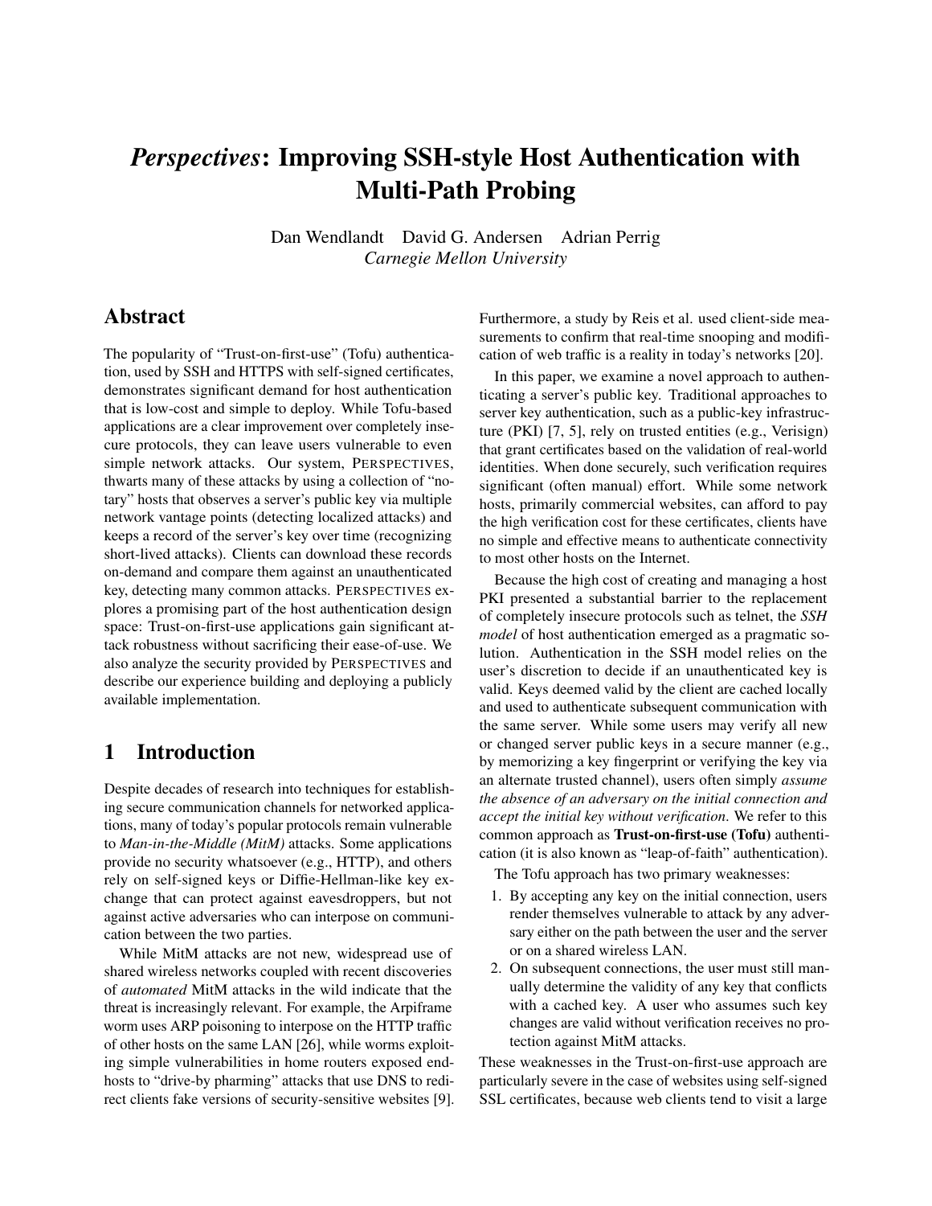# *Perspectives*: Improving SSH-style Host Authentication with Multi-Path Probing

Dan Wendlandt David G. Andersen Adrian Perrig
*Carnegie Mellon University*

## Abstract

The popularity of "Trust-on-first-use" (Tofu) authentication, used by SSH and HTTPS with self-signed certificates, demonstrates significant demand for host authentication that is low-cost and simple to deploy. While Tofu-based applications are a clear improvement over completely insecure protocols, they can leave users vulnerable to even simple network attacks. Our system, PERSPECTIVES, thwarts many of these attacks by using a collection of "notary" hosts that observes a server's public key via multiple network vantage points (detecting localized attacks) and keeps a record of the server's key over time (recognizing short-lived attacks). Clients can download these records on-demand and compare them against an unauthenticated key, detecting many common attacks. PERSPECTIVES explores a promising part of the host authentication design space: Trust-on-first-use applications gain significant attack robustness without sacrificing their ease-of-use. We also analyze the security provided by PERSPECTIVES and describe our experience building and deploying a publicly available implementation.

## 1 Introduction

Despite decades of research into techniques for establishing secure communication channels for networked applications, many of today's popular protocols remain vulnerable to *Man-in-the-Middle (MitM)* attacks. Some applications provide no security whatsoever (e.g., HTTP), and others rely on self-signed keys or Diffie-Hellman-like key exchange that can protect against eavesdroppers, but not against active adversaries who can interpose on communication between the two parties.

While MitM attacks are not new, widespread use of shared wireless networks coupled with recent discoveries of *automated* MitM attacks in the wild indicate that the threat is increasingly relevant. For example, the Arpiframe worm uses ARP poisoning to interpose on the HTTP traffic of other hosts on the same LAN [26], while worms exploiting simple vulnerabilities in home routers exposed end-hosts to "drive-by pharming" attacks that use DNS to redirect clients fake versions of security-sensitive websites [9]. Furthermore, a study by Reis et al. used client-side measurements to confirm that real-time snooping and modification of web traffic is a reality in today's networks [20].

In this paper, we examine a novel approach to authenticating a server's public key. Traditional approaches to server key authentication, such as a public-key infrastructure (PKI) [7, 5], rely on trusted entities (e.g., Verisign) that grant certificates based on the validation of real-world identities. When done securely, such verification requires significant (often manual) effort. While some network hosts, primarily commercial websites, can afford to pay the high verification cost for these certificates, clients have no simple and effective means to authenticate connectivity to most other hosts on the Internet.

Because the high cost of creating and managing a host PKI presented a substantial barrier to the replacement of completely insecure protocols such as telnet, the *SSH model* of host authentication emerged as a pragmatic solution. Authentication in the SSH model relies on the user's discretion to decide if an unauthenticated key is valid. Keys deemed valid by the client are cached locally and used to authenticate subsequent communication with the same server. While some users may verify all new or changed server public keys in a secure manner (e.g., by memorizing a key fingerprint or verifying the key via an alternate trusted channel), users often simply *assume the absence of an adversary on the initial connection and accept the initial key without verification*. We refer to this common approach as **Trust-on-first-use (Tofu)** authentication (it is also known as "leap-of-faith" authentication).

The Tofu approach has two primary weaknesses:

1. By accepting any key on the initial connection, users render themselves vulnerable to attack by any adversary either on the path between the user and the server or on a shared wireless LAN.
2. On subsequent connections, the user must still manually determine the validity of any key that conflicts with a cached key. A user who assumes such key changes are valid without verification receives no protection against MitM attacks.

These weaknesses in the Trust-on-first-use approach are particularly severe in the case of websites using self-signed SSL certificates, because web clients tend to visit a large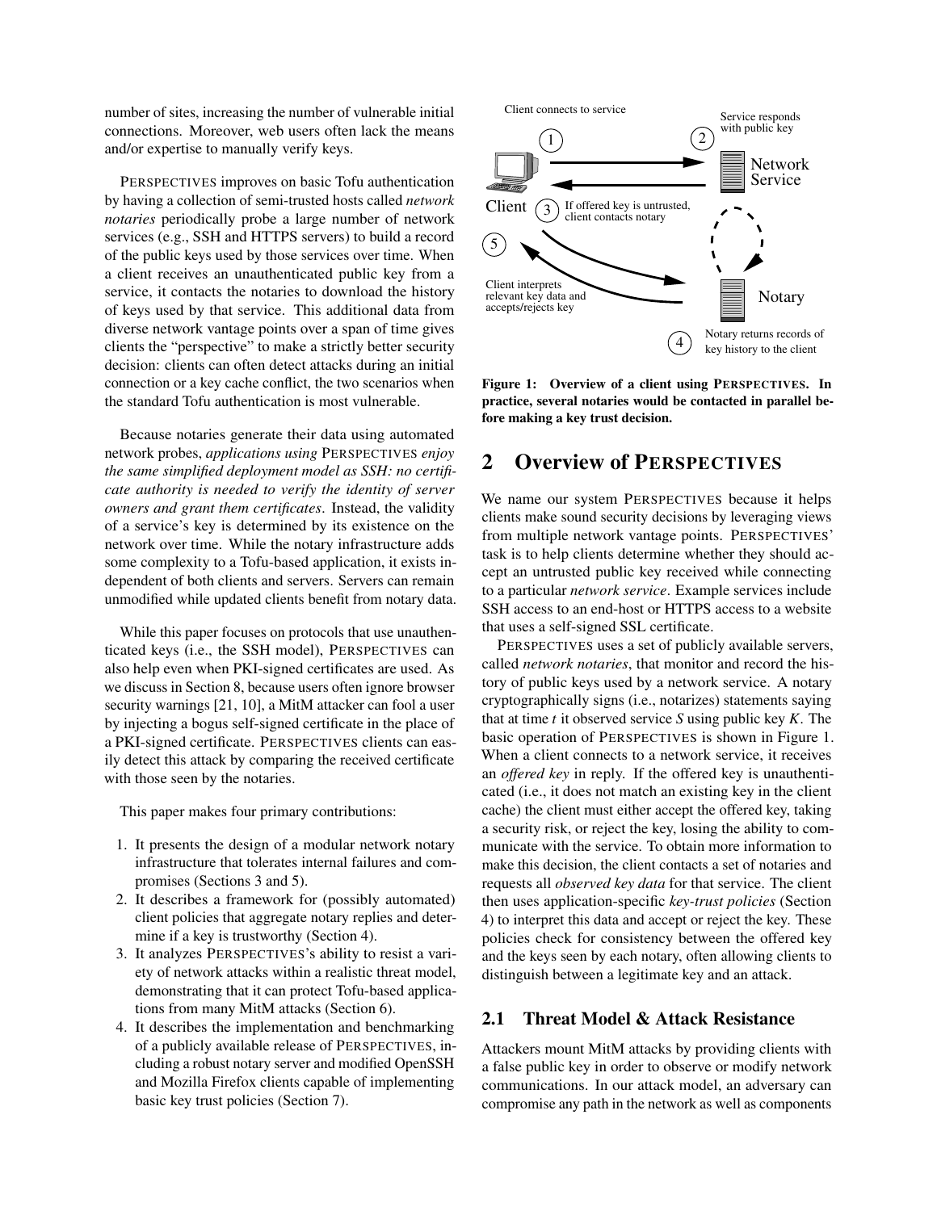number of sites, increasing the number of vulnerable initial connections. Moreover, web users often lack the means and/or expertise to manually verify keys.

PERSPECTIVES improves on basic Tofu authentication by having a collection of semi-trusted hosts called *network notaries* periodically probe a large number of network services (e.g., SSH and HTTPS servers) to build a record of the public keys used by those services over time. When a client receives an unauthenticated public key from a service, it contacts the notaries to download the history of keys used by that service. This additional data from diverse network vantage points over a span of time gives clients the "perspective" to make a strictly better security decision: clients can often detect attacks during an initial connection or a key cache conflict, the two scenarios when the standard Tofu authentication is most vulnerable.

Because notaries generate their data using automated network probes, *applications using* PERSPECTIVES *enjoy the same simplified deployment model as SSH: no certificate authority is needed to verify the identity of server owners and grant them certificates*. Instead, the validity of a service's key is determined by its existence on the network over time. While the notary infrastructure adds some complexity to a Tofu-based application, it exists independent of both clients and servers. Servers can remain unmodified while updated clients benefit from notary data.

While this paper focuses on protocols that use unauthenticated keys (i.e., the SSH model), PERSPECTIVES can also help even when PKI-signed certificates are used. As we discuss in Section 8, because users often ignore browser security warnings [21, 10], a MitM attacker can fool a user by injecting a bogus self-signed certificate in the place of a PKI-signed certificate. PERSPECTIVES clients can easily detect this attack by comparing the received certificate with those seen by the notaries.

This paper makes four primary contributions:

1. It presents the design of a modular network notary infrastructure that tolerates internal failures and compromises (Sections 3 and 5).
2. It describes a framework for (possibly automated) client policies that aggregate notary replies and determine if a key is trustworthy (Section 4).
3. It analyzes PERSPECTIVES's ability to resist a variety of network attacks within a realistic threat model, demonstrating that it can protect Tofu-based applications from many MitM attacks (Section 6).
4. It describes the implementation and benchmarking of a publicly available release of PERSPECTIVES, including a robust notary server and modified OpenSSH and Mozilla Firefox clients capable of implementing basic key trust policies (Section 7).

**Figure 1: Overview of a client using PERSPECTIVES. In practice, several notaries would be contacted in parallel before making a key trust decision.**

## 2 Overview of PERSPECTIVES

We name our system PERSPECTIVES because it helps clients make sound security decisions by leveraging views from multiple network vantage points. PERSPECTIVES' task is to help clients determine whether they should accept an untrusted public key received while connecting to a particular *network service*. Example services include SSH access to an end-host or HTTPS access to a website that uses a self-signed SSL certificate.

PERSPECTIVES uses a set of publicly available servers, called *network notaries*, that monitor and record the history of public keys used by a network service. A notary cryptographically signs (i.e., notarizes) statements saying that at time $t$ it observed service $S$ using public key $K$. The basic operation of PERSPECTIVES is shown in Figure 1. When a client connects to a network service, it receives an *offered key* in reply. If the offered key is unauthenticated (i.e., it does not match an existing key in the client cache) the client must either accept the offered key, taking a security risk, or reject the key, losing the ability to communicate with the service. To obtain more information to make this decision, the client contacts a set of notaries and requests all *observed key data* for that service. The client then uses application-specific *key-trust policies* (Section 4) to interpret this data and accept or reject the key. These policies check for consistency between the offered key and the keys seen by each notary, often allowing clients to distinguish between a legitimate key and an attack.

### 2.1 Threat Model & Attack Resistance

Attackers mount MitM attacks by providing clients with a false public key in order to observe or modify network communications. In our attack model, an adversary can compromise any path in the network as well as components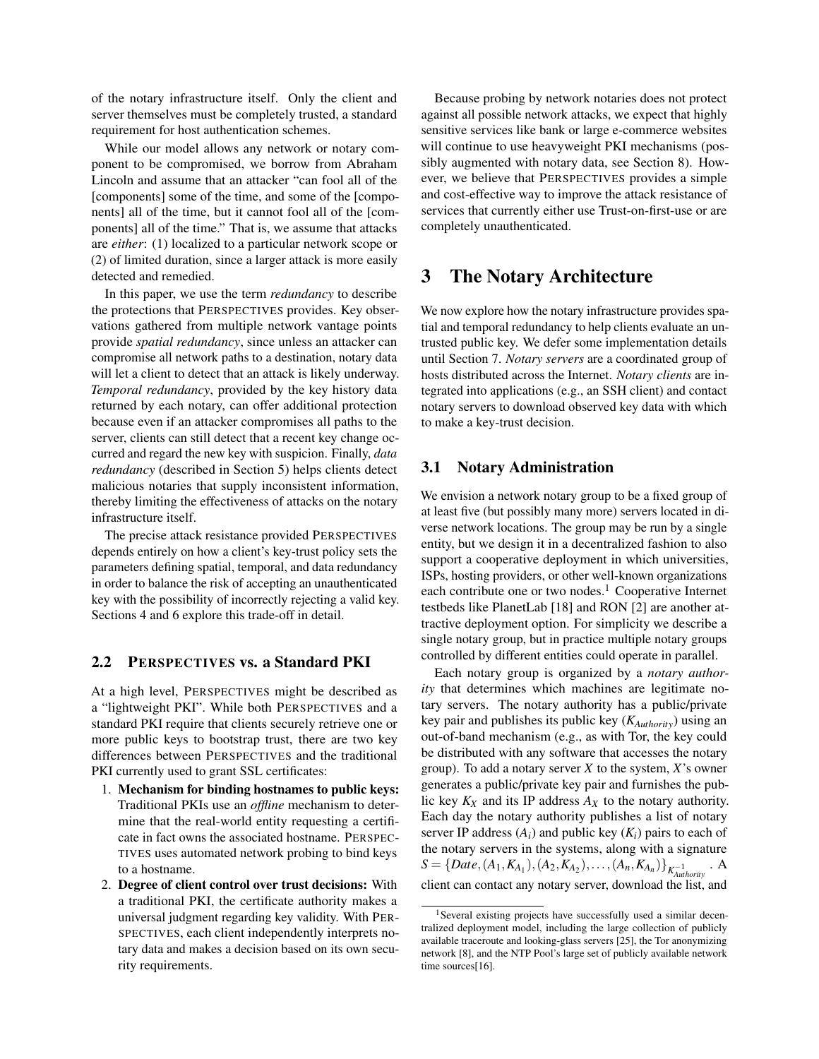of the notary infrastructure itself. Only the client and server themselves must be completely trusted, a standard requirement for host authentication schemes.

While our model allows any network or notary component to be compromised, we borrow from Abraham Lincoln and assume that an attacker "can fool all of the [components] some of the time, and some of the [components] all of the time, but it cannot fool all of the [components] all of the time." That is, we assume that attacks are *either*: (1) localized to a particular network scope or (2) of limited duration, since a larger attack is more easily detected and remedied.

In this paper, we use the term *redundancy* to describe the protections that PERSPECTIVES provides. Key observations gathered from multiple network vantage points provide *spatial redundancy*, since unless an attacker can compromise all network paths to a destination, notary data will let a client to detect that an attack is likely underway. *Temporal redundancy*, provided by the key history data returned by each notary, can offer additional protection because even if an attacker compromises all paths to the server, clients can still detect that a recent key change occurred and regard the new key with suspicion. Finally, *data redundancy* (described in Section 5) helps clients detect malicious notaries that supply inconsistent information, thereby limiting the effectiveness of attacks on the notary infrastructure itself.

The precise attack resistance provided PERSPECTIVES depends entirely on how a client's key-trust policy sets the parameters defining spatial, temporal, and data redundancy in order to balance the risk of accepting an unauthenticated key with the possibility of incorrectly rejecting a valid key. Sections 4 and 6 explore this trade-off in detail.

## 2.2 PERSPECTIVES vs. a Standard PKI

At a high level, PERSPECTIVES might be described as a "lightweight PKI". While both PERSPECTIVES and a standard PKI require that clients securely retrieve one or more public keys to bootstrap trust, there are two key differences between PERSPECTIVES and the traditional PKI currently used to grant SSL certificates:

1. **Mechanism for binding hostnames to public keys:** Traditional PKIs use an *offline* mechanism to determine that the real-world entity requesting a certificate in fact owns the associated hostname. PERSPECTIVES uses automated network probing to bind keys to a hostname.
2. **Degree of client control over trust decisions:** With a traditional PKI, the certificate authority makes a universal judgment regarding key validity. With PERSPECTIVES, each client independently interprets notary data and makes a decision based on its own security requirements.

Because probing by network notaries does not protect against all possible network attacks, we expect that highly sensitive services like bank or large e-commerce websites will continue to use heavyweight PKI mechanisms (possibly augmented with notary data, see Section 8). However, we believe that PERSPECTIVES provides a simple and cost-effective way to improve the attack resistance of services that currently either use Trust-on-first-use or are completely unauthenticated.

# 3 The Notary Architecture

We now explore how the notary infrastructure provides spatial and temporal redundancy to help clients evaluate an untrusted public key. We defer some implementation details until Section 7. *Notary servers* are a coordinated group of hosts distributed across the Internet. *Notary clients* are integrated into applications (e.g., an SSH client) and contact notary servers to download observed key data with which to make a key-trust decision.

## 3.1 Notary Administration

We envision a network notary group to be a fixed group of at least five (but possibly many more) servers located in diverse network locations. The group may be run by a single entity, but we design it in a decentralized fashion to also support a cooperative deployment in which universities, ISPs, hosting providers, or other well-known organizations each contribute one or two nodes.[1] Cooperative Internet testbeds like PlanetLab [18] and RON [2] are another attractive deployment option. For simplicity we describe a single notary group, but in practice multiple notary groups controlled by different entities could operate in parallel.

Each notary group is organized by a *notary authority* that determines which machines are legitimate notary servers. The notary authority has a public/private key pair and publishes its public key ($K_{Authority}$) using an out-of-band mechanism (e.g., as with Tor, the key could be distributed with any software that accesses the notary group). To add a notary server $X$ to the system, $X$'s owner generates a public/private key pair and furnishes the public key $K_X$ and its IP address $A_X$ to the notary authority. Each day the notary authority publishes a list of notary server IP address ($A_i$) and public key ($K_i$) pairs to each of the notary servers in the systems, along with a signature $S = \{Date, (A_1, K_{A_1}), (A_2, K_{A_2}), \ldots, (A_n, K_{A_n})\}_{K^{-1}_{Authority}}$. A client can contact any notary server, download the list, and

[1] Several existing projects have successfully used a similar decentralized deployment model, including the large collection of publicly available traceroute and looking-glass servers [25], the Tor anonymizing network [8], and the NTP Pool's large set of publicly available network time sources[16].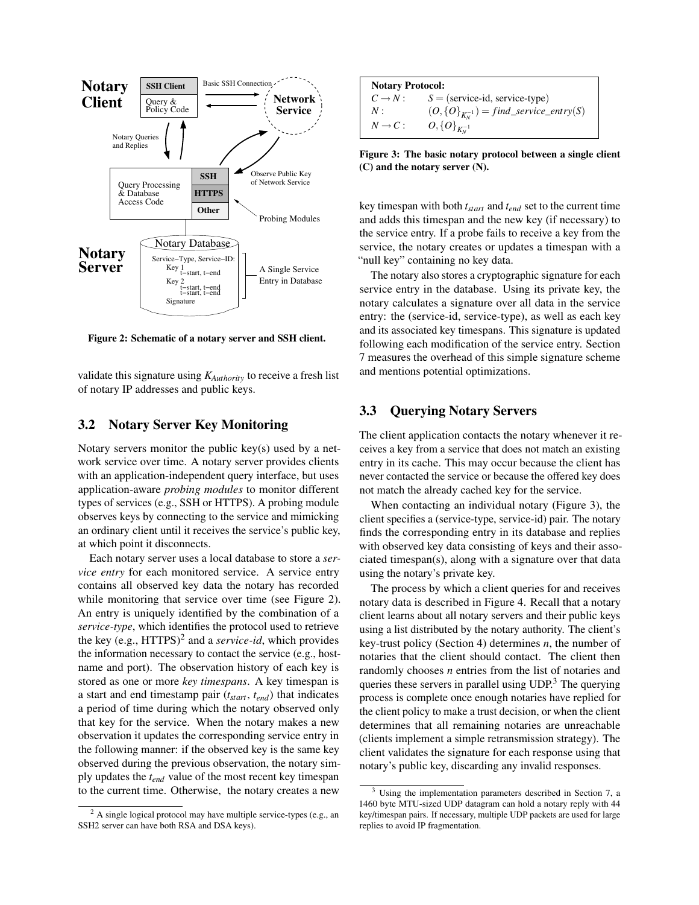Figure 2: Schematic of a notary server and SSH client.

validate this signature using $K_{Authority}$ to receive a fresh list of notary IP addresses and public keys.

## 3.2 Notary Server Key Monitoring

Notary servers monitor the public key(s) used by a network service over time. A notary server provides clients with an application-independent query interface, but uses application-aware *probing modules* to monitor different types of services (e.g., SSH or HTTPS). A probing module observes keys by connecting to the service and mimicking an ordinary client until it receives the service's public key, at which point it disconnects.

Each notary server uses a local database to store a *service entry* for each monitored service. A service entry contains all observed key data the notary has recorded while monitoring that service over time (see Figure 2). An entry is uniquely identified by the combination of a *service-type*, which identifies the protocol used to retrieve the key (e.g., HTTPS)[2] and a *service-id*, which provides the information necessary to contact the service (e.g., hostname and port). The observation history of each key is stored as one or more *key timespans*. A key timespan is a start and end timestamp pair ($t_{start}$, $t_{end}$) that indicates a period of time during which the notary observed only that key for the service. When the notary makes a new observation it updates the corresponding service entry in the following manner: if the observed key is the same key observed during the previous observation, the notary simply updates the $t_{end}$ value of the most recent key timespan to the current time. Otherwise, the notary creates a new key timespan with both $t_{start}$ and $t_{end}$ set to the current time and adds this timespan and the new key (if necessary) to the service entry. If a probe fails to receive a key from the service, the notary creates or updates a timespan with a "null key" containing no key data.

The notary also stores a cryptographic signature for each service entry in the database. Using its private key, the notary calculates a signature over all data in the service entry: the (service-id, service-type), as well as each key and its associated key timespans. This signature is updated following each modification of the service entry. Section 7 measures the overhead of this simple signature scheme and mentions potential optimizations.

[2] A single logical protocol may have multiple service-types (e.g., an SSH2 server can have both RSA and DSA keys).

**Notary Protocol:**

| | |
|---|---|
| $C \rightarrow N$ : | $S =$ (service-id, service-type) |
| $N$ : | $(O, \{O\}_{K_N^{-1}}) = find\_service\_entry(S)$ |
| $N \rightarrow C$ : | $O, \{O\}_{K_N^{-1}}$ |

**Figure 3: The basic notary protocol between a single client (C) and the notary server (N).**

## 3.3 Querying Notary Servers

The client application contacts the notary whenever it receives a key from a service that does not match an existing entry in its cache. This may occur because the client has never contacted the service or because the offered key does not match the already cached key for the service.

When contacting an individual notary (Figure 3), the client specifies a (service-type, service-id) pair. The notary finds the corresponding entry in its database and replies with observed key data consisting of keys and their associated timespan(s), along with a signature over that data using the notary's private key.

The process by which a client queries for and receives notary data is described in Figure 4. Recall that a notary client learns about all notary servers and their public keys using a list distributed by the notary authority. The client's key-trust policy (Section 4) determines $n$, the number of notaries that the client should contact. The client then randomly chooses $n$ entries from the list of notaries and queries these servers in parallel using UDP.[3] The querying process is complete once enough notaries have replied for the client policy to make a trust decision, or when the client determines that all remaining notaries are unreachable (clients implement a simple retransmission strategy). The client validates the signature for each response using that notary's public key, discarding any invalid responses.

[3] Using the implementation parameters described in Section 7, a 1460 byte MTU-sized UDP datagram can hold a notary reply with 44 key/timespan pairs. If necessary, multiple UDP packets are used for large replies to avoid IP fragmentation.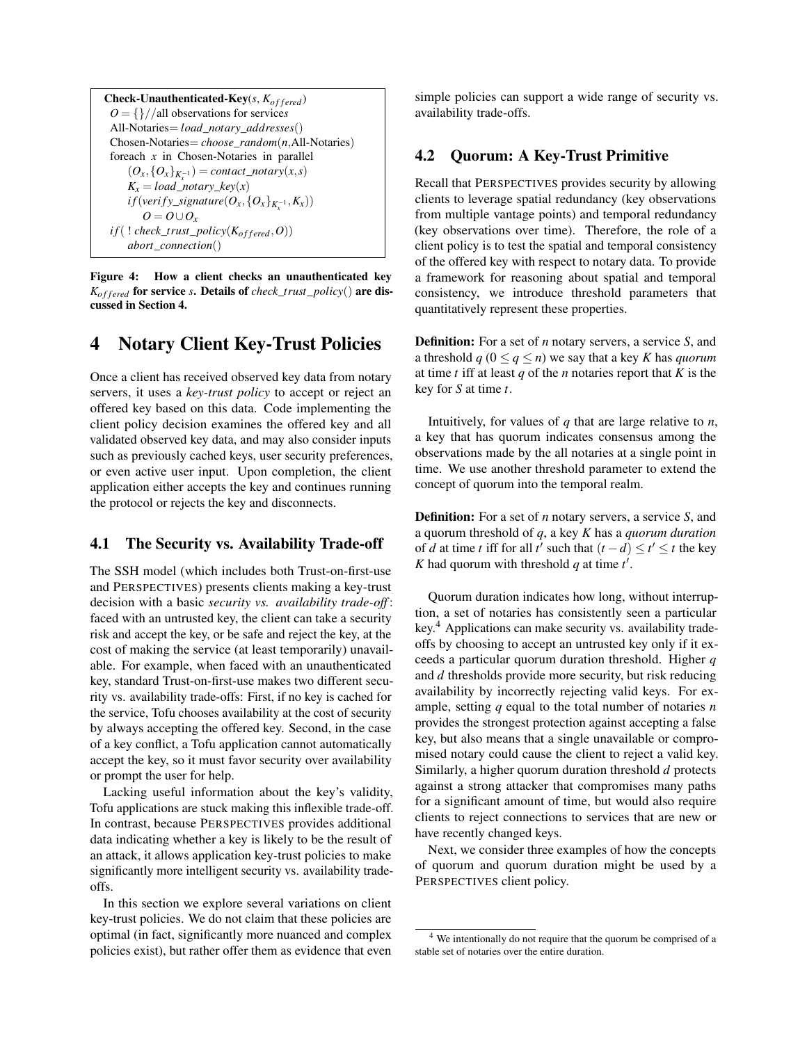```
Check-Unauthenticated-Key(s, K_offered)
  O = {} // all observations for service s
  All-Notaries = load_notary_addresses()
  Chosen-Notaries = choose_random(n, All-Notaries)
  foreach x in Chosen-Notaries in parallel
      (O_x, {O_x}_{K_x^-1}) = contact_notary(x, s)
      K_x = load_notary_key(x)
      if(verify_signature(O_x, {O_x}_{K_x^-1}, K_x))
          O = O ∪ O_x
  if( ! check_trust_policy(K_offered, O))
      abort_connection()
```

**Figure 4: How a client checks an unauthenticated key $K_{offered}$ for service $s$. Details of *check_trust_policy*() are discussed in Section 4.**

# 4 Notary Client Key-Trust Policies

Once a client has received observed key data from notary servers, it uses a *key-trust policy* to accept or reject an offered key based on this data. Code implementing the client policy decision examines the offered key and all validated observed key data, and may also consider inputs such as previously cached keys, user security preferences, or even active user input. Upon completion, the client application either accepts the key and continues running the protocol or rejects the key and disconnects.

## 4.1 The Security vs. Availability Trade-off

The SSH model (which includes both Trust-on-first-use and PERSPECTIVES) presents clients making a key-trust decision with a basic *security vs. availability trade-off*: faced with an untrusted key, the client can take a security risk and accept the key, or be safe and reject the key, at the cost of making the service (at least temporarily) unavailable. For example, when faced with an unauthenticated key, standard Trust-on-first-use makes two different security vs. availability trade-offs: First, if no key is cached for the service, Tofu chooses availability at the cost of security by always accepting the offered key. Second, in the case of a key conflict, a Tofu application cannot automatically accept the key, so it must favor security over availability or prompt the user for help.

Lacking useful information about the key's validity, Tofu applications are stuck making this inflexible trade-off. In contrast, because PERSPECTIVES provides additional data indicating whether a key is likely to be the result of an attack, it allows application key-trust policies to make significantly more intelligent security vs. availability trade-offs.

In this section we explore several variations on client key-trust policies. We do not claim that these policies are optimal (in fact, significantly more nuanced and complex policies exist), but rather offer them as evidence that even simple policies can support a wide range of security vs. availability trade-offs.

## 4.2 Quorum: A Key-Trust Primitive

Recall that PERSPECTIVES provides security by allowing clients to leverage spatial redundancy (key observations from multiple vantage points) and temporal redundancy (key observations over time). Therefore, the role of a client policy is to test the spatial and temporal consistency of the offered key with respect to notary data. To provide a framework for reasoning about spatial and temporal consistency, we introduce threshold parameters that quantitatively represent these properties.

**Definition:** For a set of $n$ notary servers, a service $S$, and a threshold $q$ ($0 \leq q \leq n$) we say that a key $K$ has *quorum* at time $t$ iff at least $q$ of the $n$ notaries report that $K$ is the key for $S$ at time $t$.

Intuitively, for values of $q$ that are large relative to $n$, a key that has quorum indicates consensus among the observations made by the all notaries at a single point in time. We use another threshold parameter to extend the concept of quorum into the temporal realm.

**Definition:** For a set of $n$ notary servers, a service $S$, and a quorum threshold of $q$, a key $K$ has a *quorum duration* of $d$ at time $t$ iff for all $t'$ such that $(t-d) \leq t' \leq t$ the key $K$ had quorum with threshold $q$ at time $t'$.

Quorum duration indicates how long, without interruption, a set of notaries has consistently seen a particular key.[4] Applications can make security vs. availability trade-offs by choosing to accept an untrusted key only if it exceeds a particular quorum duration threshold. Higher $q$ and $d$ thresholds provide more security, but risk reducing availability by incorrectly rejecting valid keys. For example, setting $q$ equal to the total number of notaries $n$ provides the strongest protection against accepting a false key, but also means that a single unavailable or compromised notary could cause the client to reject a valid key. Similarly, a higher quorum duration threshold $d$ protects against a strong attacker that compromises many paths for a significant amount of time, but would also require clients to reject connections to services that are new or have recently changed keys.

Next, we consider three examples of how the concepts of quorum and quorum duration might be used by a PERSPECTIVES client policy.

[4] We intentionally do not require that the quorum be comprised of a stable set of notaries over the entire duration.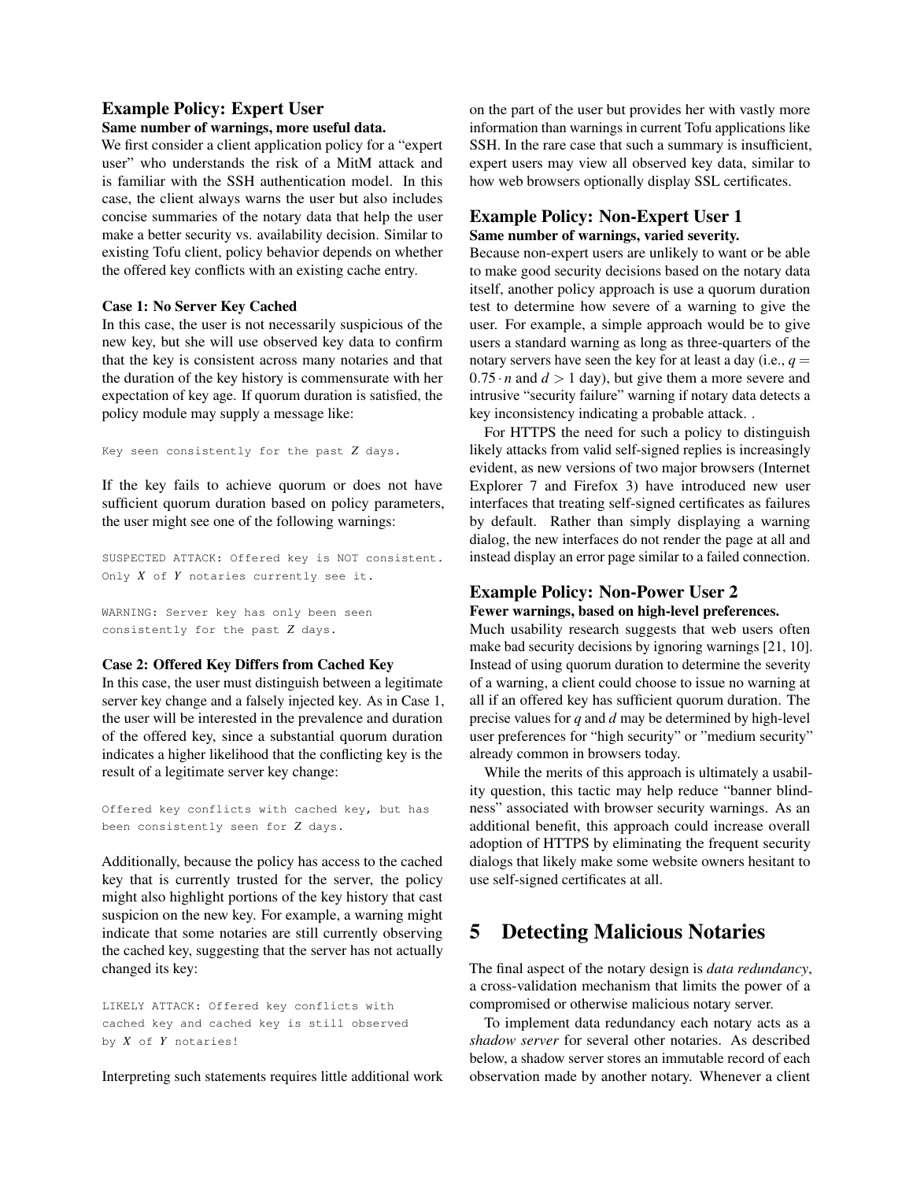### Example Policy: Expert User

**Same number of warnings, more useful data.**

We first consider a client application policy for a "expert user" who understands the risk of a MitM attack and is familiar with the SSH authentication model. In this case, the client always warns the user but also includes concise summaries of the notary data that help the user make a better security vs. availability decision. Similar to existing Tofu client, policy behavior depends on whether the offered key conflicts with an existing cache entry.

**Case 1: No Server Key Cached**

In this case, the user is not necessarily suspicious of the new key, but she will use observed key data to confirm that the key is consistent across many notaries and that the duration of the key history is commensurate with her expectation of key age. If quorum duration is satisfied, the policy module may supply a message like:

```
Key seen consistently for the past Z days.
```

If the key fails to achieve quorum or does not have sufficient quorum duration based on policy parameters, the user might see one of the following warnings:

```
SUSPECTED ATTACK: Offered key is NOT consistent.
Only X of Y notaries currently see it.
```

```
WARNING: Server key has only been seen
consistently for the past Z days.
```

**Case 2: Offered Key Differs from Cached Key**

In this case, the user must distinguish between a legitimate server key change and a falsely injected key. As in Case 1, the user will be interested in the prevalence and duration of the offered key, since a substantial quorum duration indicates a higher likelihood that the conflicting key is the result of a legitimate server key change:

```
Offered key conflicts with cached key, but has
been consistently seen for Z days.
```

Additionally, because the policy has access to the cached key that is currently trusted for the server, the policy might also highlight portions of the key history that cast suspicion on the new key. For example, a warning might indicate that some notaries are still currently observing the cached key, suggesting that the server has not actually changed its key:

```
LIKELY ATTACK: Offered key conflicts with
cached key and cached key is still observed
by X of Y notaries!
```

Interpreting such statements requires little additional work on the part of the user but provides her with vastly more information than warnings in current Tofu applications like SSH. In the rare case that such a summary is insufficient, expert users may view all observed key data, similar to how web browsers optionally display SSL certificates.

### Example Policy: Non-Expert User 1

**Same number of warnings, varied severity.**

Because non-expert users are unlikely to want or be able to make good security decisions based on the notary data itself, another policy approach is use a quorum duration test to determine how severe of a warning to give the user. For example, a simple approach would be to give users a standard warning as long as three-quarters of the notary servers have seen the key for at least a day (i.e., $q = 0.75 \cdot n$ and $d > 1$ day), but give them a more severe and intrusive "security failure" warning if notary data detects a key inconsistency indicating a probable attack. .

For HTTPS the need for such a policy to distinguish likely attacks from valid self-signed replies is increasingly evident, as new versions of two major browsers (Internet Explorer 7 and Firefox 3) have introduced new user interfaces that treating self-signed certificates as failures by default. Rather than simply displaying a warning dialog, the new interfaces do not render the page at all and instead display an error page similar to a failed connection.

### Example Policy: Non-Power User 2

**Fewer warnings, based on high-level preferences.**

Much usability research suggests that web users often make bad security decisions by ignoring warnings [21, 10]. Instead of using quorum duration to determine the severity of a warning, a client could choose to issue no warning at all if an offered key has sufficient quorum duration. The precise values for $q$ and $d$ may be determined by high-level user preferences for "high security" or "medium security" already common in browsers today.

While the merits of this approach is ultimately a usability question, this tactic may help reduce "banner blindness" associated with browser security warnings. As an additional benefit, this approach could increase overall adoption of HTTPS by eliminating the frequent security dialogs that likely make some website owners hesitant to use self-signed certificates at all.

## 5 Detecting Malicious Notaries

The final aspect of the notary design is *data redundancy*, a cross-validation mechanism that limits the power of a compromised or otherwise malicious notary server.

To implement data redundancy each notary acts as a *shadow server* for several other notaries. As described below, a shadow server stores an immutable record of each observation made by another notary. Whenever a client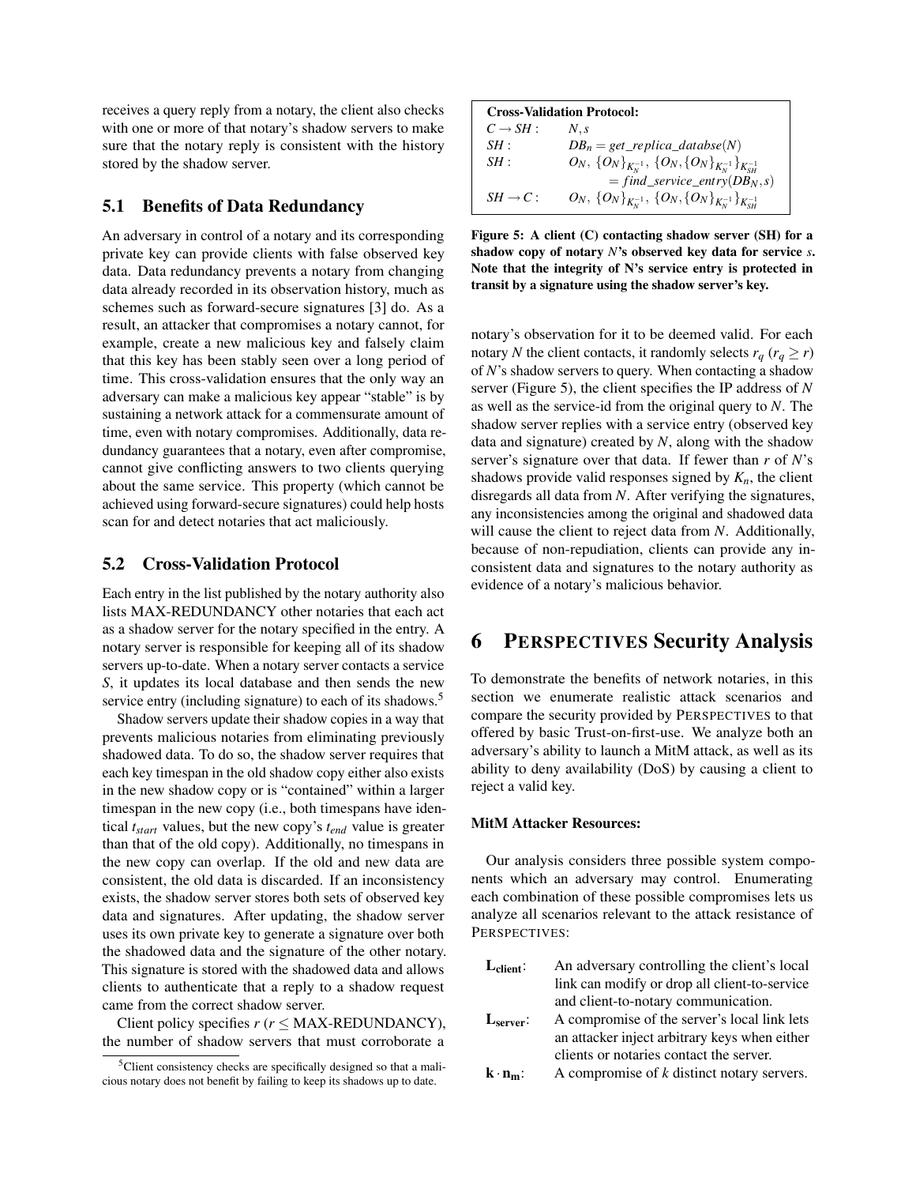receives a query reply from a notary, the client also checks with one or more of that notary's shadow servers to make sure that the notary reply is consistent with the history stored by the shadow server.

### 5.1 Benefits of Data Redundancy

An adversary in control of a notary and its corresponding private key can provide clients with false observed key data. Data redundancy prevents a notary from changing data already recorded in its observation history, much as schemes such as forward-secure signatures [3] do. As a result, an attacker that compromises a notary cannot, for example, create a new malicious key and falsely claim that this key has been stably seen over a long period of time. This cross-validation ensures that the only way an adversary can make a malicious key appear "stable" is by sustaining a network attack for a commensurate amount of time, even with notary compromises. Additionally, data redundancy guarantees that a notary, even after compromise, cannot give conflicting answers to two clients querying about the same service. This property (which cannot be achieved using forward-secure signatures) could help hosts scan for and detect notaries that act maliciously.

### 5.2 Cross-Validation Protocol

Each entry in the list published by the notary authority also lists MAX-REDUNDANCY other notaries that each act as a shadow server for the notary specified in the entry. A notary server is responsible for keeping all of its shadow servers up-to-date. When a notary server contacts a service $S$, it updates its local database and then sends the new service entry (including signature) to each of its shadows.[5]

Shadow servers update their shadow copies in a way that prevents malicious notaries from eliminating previously shadowed data. To do so, the shadow server requires that each key timespan in the old shadow copy either also exists in the new shadow copy or is "contained" within a larger timespan in the new copy (i.e., both timespans have identical $t_{start}$ values, but the new copy's $t_{end}$ value is greater than that of the old copy). Additionally, no timespans in the new copy can overlap. If the old and new data are consistent, the old data is discarded. If an inconsistency exists, the shadow server stores both sets of observed key data and signatures. After updating, the shadow server uses its own private key to generate a signature over both the shadowed data and the signature of the other notary. This signature is stored with the shadowed data and allows clients to authenticate that a reply to a shadow request came from the correct shadow server.

Client policy specifies $r$ ($r \leq$ MAX-REDUNDANCY), the number of shadow servers that must corroborate a notary's observation for it to be deemed valid. For each notary $N$ the client contacts, it randomly selects $r_q$ ($r_q \geq r$) of $N$'s shadow servers to query. When contacting a shadow server (Figure 5), the client specifies the IP address of $N$ as well as the service-id from the original query to $N$. The shadow server replies with a service entry (observed key data and signature) created by $N$, along with the shadow server's signature over that data. If fewer than $r$ of $N$'s shadows provide valid responses signed by $K_n$, the client disregards all data from $N$. After verifying the signatures, any inconsistencies among the original and shadowed data will cause the client to reject data from $N$. Additionally, because of non-repudiation, clients can provide any inconsistent data and signatures to the notary authority as evidence of a notary's malicious behavior.

**Cross-Validation Protocol:**

$$
\begin{array}{ll}
C \rightarrow SH: & N, s \\
SH: & DB_n = get\_replica\_databse(N) \\
SH: & O_N,\ \{O_N\}_{K_N^{-1}},\ \{O_N, \{O_N\}_{K_N^{-1}}\}_{K_{SH}^{-1}} \\
 & \quad = find\_service\_entry(DB_N, s) \\
SH \rightarrow C: & O_N,\ \{O_N\}_{K_N^{-1}},\ \{O_N, \{O_N\}_{K_N^{-1}}\}_{K_{SH}^{-1}}
\end{array}
$$

**Figure 5: A client (C) contacting shadow server (SH) for a shadow copy of notary $N$'s observed key data for service $s$. Note that the integrity of N's service entry is protected in transit by a signature using the shadow server's key.**

## 6 PERSPECTIVES Security Analysis

To demonstrate the benefits of network notaries, in this section we enumerate realistic attack scenarios and compare the security provided by PERSPECTIVES to that offered by basic Trust-on-first-use. We analyze both an adversary's ability to launch a MitM attack, as well as its ability to deny availability (DoS) by causing a client to reject a valid key.

**MitM Attacker Resources:**

Our analysis considers three possible system components which an adversary may control. Enumerating each combination of these possible compromises lets us analyze all scenarios relevant to the attack resistance of PERSPECTIVES:

- $\mathbf{L_{client}}$: An adversary controlling the client's local link can modify or drop all client-to-service and client-to-notary communication.
- $\mathbf{L_{server}}$: A compromise of the server's local link lets an attacker inject arbitrary keys when either clients or notaries contact the server.
- $\mathbf{k \cdot n_m}$: A compromise of $k$ distinct notary servers.

[5] Client consistency checks are specifically designed so that a malicious notary does not benefit by failing to keep its shadows up to date.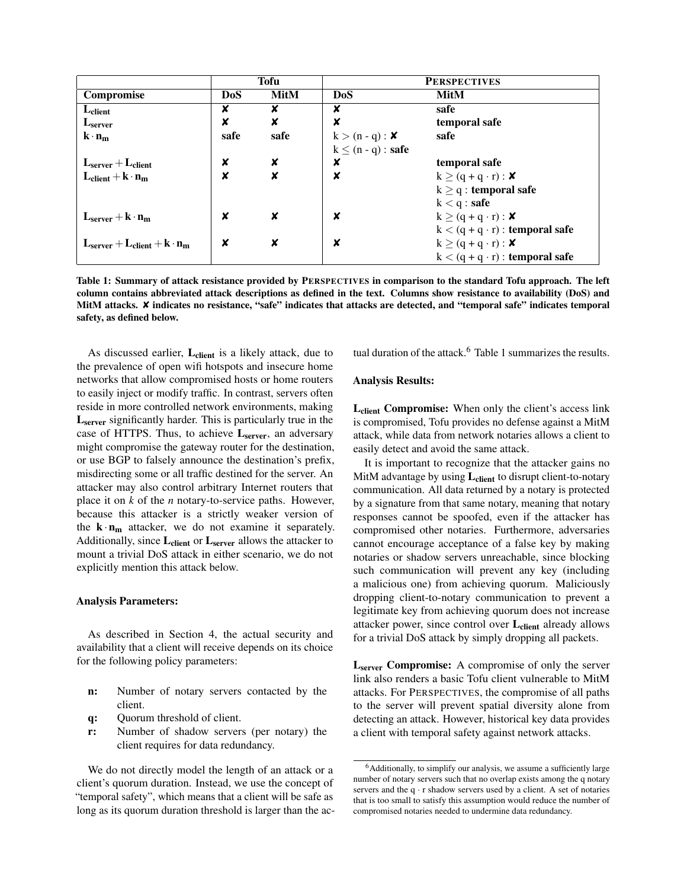| | Tofu | | PERSPECTIVES | |
|---|---|---|---|---|
| **Compromise** | **DoS** | **MitM** | **DoS** | **MitM** |
| $\mathbf{L_{client}}$ | ✘ | ✘ | ✘ | **safe** |
| $\mathbf{L_{server}}$ | ✘ | ✘ | ✘ | **temporal safe** |
| $\mathbf{k \cdot n_m}$ | **safe** | **safe** | $k > (n - q)$ : ✘ | **safe** |
| | | | $k \leq (n - q)$ : **safe** | |
| $\mathbf{L_{server} + L_{client}}$ | ✘ | ✘ | ✘ | **temporal safe** |
| $\mathbf{L_{client} + k \cdot n_m}$ | ✘ | ✘ | ✘ | $k \geq (q + q \cdot r)$ : ✘ |
| | | | | $k \geq q$ : **temporal safe** |
| | | | | $k < q$ : **safe** |
| $\mathbf{L_{server} + k \cdot n_m}$ | ✘ | ✘ | ✘ | $k \geq (q + q \cdot r)$ : ✘ |
| | | | | $k < (q + q \cdot r)$ : **temporal safe** |
| $\mathbf{L_{server} + L_{client} + k \cdot n_m}$ | ✘ | ✘ | ✘ | $k \geq (q + q \cdot r)$ : ✘ |
| | | | | $k < (q + q \cdot r)$ : **temporal safe** |

**Table 1: Summary of attack resistance provided by PERSPECTIVES in comparison to the standard Tofu approach. The left column contains abbreviated attack descriptions as defined in the text. Columns show resistance to availability (DoS) and MitM attacks. ✘ indicates no resistance, "safe" indicates that attacks are detected, and "temporal safe" indicates temporal safety, as defined below.**

As discussed earlier, $\mathbf{L_{client}}$ is a likely attack, due to the prevalence of open wifi hotspots and insecure home networks that allow compromised hosts or home routers to easily inject or modify traffic. In contrast, servers often reside in more controlled network environments, making $\mathbf{L_{server}}$ significantly harder. This is particularly true in the case of HTTPS. Thus, to achieve $\mathbf{L_{server}}$, an adversary might compromise the gateway router for the destination, or use BGP to falsely announce the destination's prefix, misdirecting some or all traffic destined for the server. An attacker may also control arbitrary Internet routers that place it on *k* of the *n* notary-to-service paths. However, because this attacker is a strictly weaker version of the $\mathbf{k \cdot n_m}$ attacker, we do not examine it separately. Additionally, since $\mathbf{L_{client}}$ or $\mathbf{L_{server}}$ allows the attacker to mount a trivial DoS attack in either scenario, we do not explicitly mention this attack below.

**Analysis Parameters:**

As described in Section 4, the actual security and availability that a client will receive depends on its choice for the following policy parameters:

- **n:** Number of notary servers contacted by the client.
- **q:** Quorum threshold of client.
- **r:** Number of shadow servers (per notary) the client requires for data redundancy.

We do not directly model the length of an attack or a client's quorum duration. Instead, we use the concept of "temporal safety", which means that a client will be safe as long as its quorum duration threshold is larger than the actual duration of the attack.[6] Table 1 summarizes the results.

**Analysis Results:**

$\mathbf{L_{client}}$ **Compromise:** When only the client's access link is compromised, Tofu provides no defense against a MitM attack, while data from network notaries allows a client to easily detect and avoid the same attack.

It is important to recognize that the attacker gains no MitM advantage by using $\mathbf{L_{client}}$ to disrupt client-to-notary communication. All data returned by a notary is protected by a signature from that same notary, meaning that notary responses cannot be spoofed, even if the attacker has compromised other notaries. Furthermore, adversaries cannot encourage acceptance of a false key by making notaries or shadow servers unreachable, since blocking such communication will prevent any key (including a malicious one) from achieving quorum. Maliciously dropping client-to-notary communication to prevent a legitimate key from achieving quorum does not increase attacker power, since control over $\mathbf{L_{client}}$ already allows for a trivial DoS attack by simply dropping all packets.

$\mathbf{L_{server}}$ **Compromise:** A compromise of only the server link also renders a basic Tofu client vulnerable to MitM attacks. For PERSPECTIVES, the compromise of all paths to the server will prevent spatial diversity alone from detecting an attack. However, historical key data provides a client with temporal safety against network attacks.

[6] Additionally, to simplify our analysis, we assume a sufficiently large number of notary servers such that no overlap exists among the q notary servers and the $q \cdot r$ shadow servers used by a client. A set of notaries that is too small to satisfy this assumption would reduce the number of compromised notaries needed to undermine data redundancy.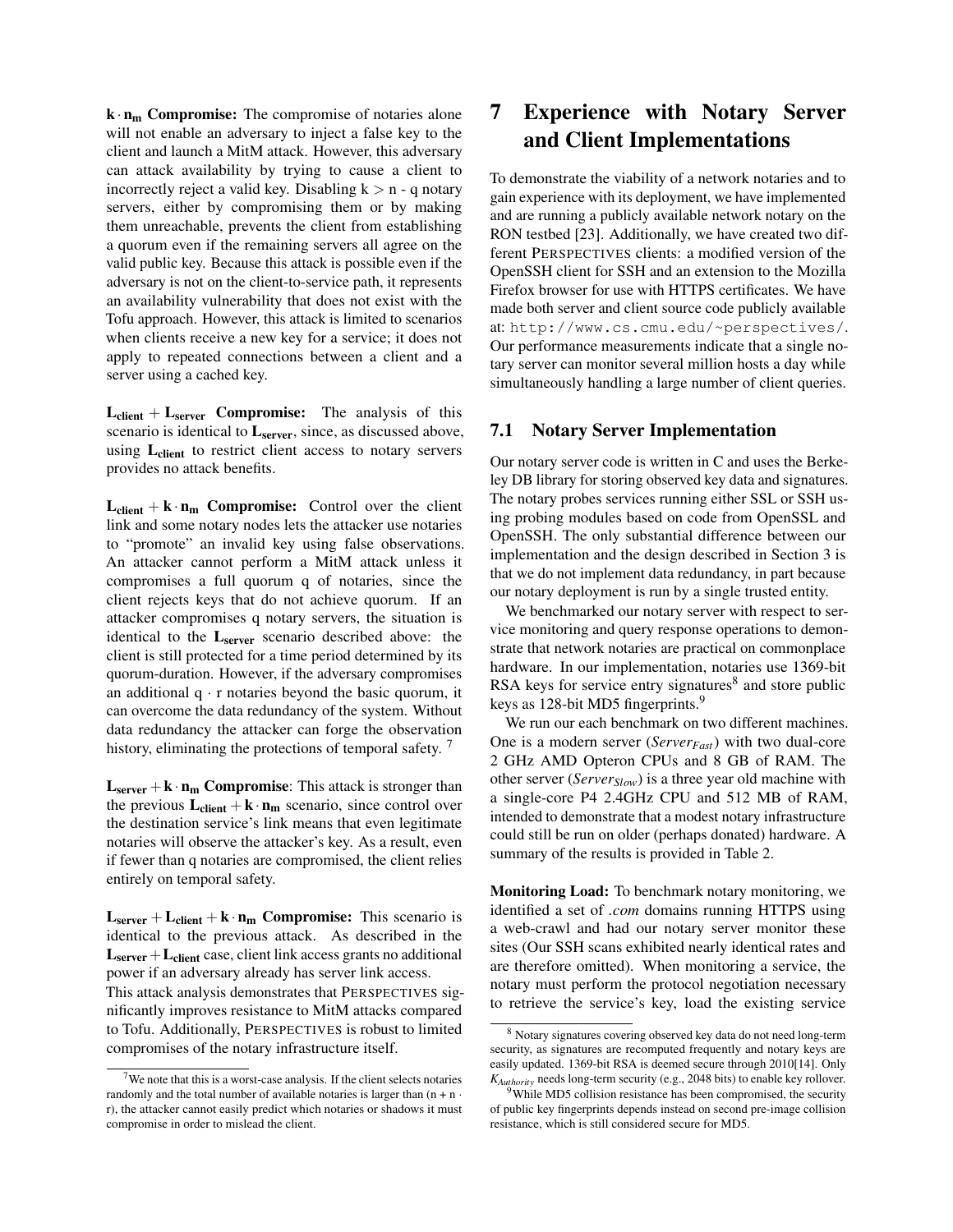**$\mathbf{k \cdot n_m}$ Compromise:** The compromise of notaries alone will not enable an adversary to inject a false key to the client and launch a MitM attack. However, this adversary can attack availability by trying to cause a client to incorrectly reject a valid key. Disabling $k > n - q$ notary servers, either by compromising them or by making them unreachable, prevents the client from establishing a quorum even if the remaining servers all agree on the valid public key. Because this attack is possible even if the adversary is not on the client-to-service path, it represents an availability vulnerability that does not exist with the Tofu approach. However, this attack is limited to scenarios when clients receive a new key for a service; it does not apply to repeated connections between a client and a server using a cached key.

**$\mathbf{L_{client} + L_{server}}$ Compromise:** The analysis of this scenario is identical to $\mathbf{L_{server}}$, since, as discussed above, using $\mathbf{L_{client}}$ to restrict client access to notary servers provides no attack benefits.

**$\mathbf{L_{client} + k \cdot n_m}$ Compromise:** Control over the client link and some notary nodes lets the attacker use notaries to "promote" an invalid key using false observations. An attacker cannot perform a MitM attack unless it compromises a full quorum q of notaries, since the client rejects keys that do not achieve quorum. If an attacker compromises q notary servers, the situation is identical to the $\mathbf{L_{server}}$ scenario described above: the client is still protected for a time period determined by its quorum-duration. However, if the adversary compromises an additional $q \cdot r$ notaries beyond the basic quorum, it can overcome the data redundancy of the system. Without data redundancy the attacker can forge the observation history, eliminating the protections of temporal safety. [7]

**$\mathbf{L_{server} + k \cdot n_m}$ Compromise**: This attack is stronger than the previous $\mathbf{L_{client} + k \cdot n_m}$ scenario, since control over the destination service's link means that even legitimate notaries will observe the attacker's key. As a result, even if fewer than q notaries are compromised, the client relies entirely on temporal safety.

**$\mathbf{L_{server} + L_{client} + k \cdot n_m}$ Compromise:** This scenario is identical to the previous attack. As described in the $\mathbf{L_{server} + L_{client}}$ case, client link access grants no additional power if an adversary already has server link access.

This attack analysis demonstrates that PERSPECTIVES significantly improves resistance to MitM attacks compared to Tofu. Additionally, PERSPECTIVES is robust to limited compromises of the notary infrastructure itself.

# 7 Experience with Notary Server and Client Implementations

To demonstrate the viability of a network notaries and to gain experience with its deployment, we have implemented and are running a publicly available network notary on the RON testbed [23]. Additionally, we have created two different PERSPECTIVES clients: a modified version of the OpenSSH client for SSH and an extension to the Mozilla Firefox browser for use with HTTPS certificates. We have made both server and client source code publicly available at: `http://www.cs.cmu.edu/~perspectives/`. Our performance measurements indicate that a single notary server can monitor several million hosts a day while simultaneously handling a large number of client queries.

## 7.1 Notary Server Implementation

Our notary server code is written in C and uses the Berkeley DB library for storing observed key data and signatures. The notary probes services running either SSL or SSH using probing modules based on code from OpenSSL and OpenSSH. The only substantial difference between our implementation and the design described in Section 3 is that we do not implement data redundancy, in part because our notary deployment is run by a single trusted entity.

We benchmarked our notary server with respect to service monitoring and query response operations to demonstrate that network notaries are practical on commonplace hardware. In our implementation, notaries use 1369-bit RSA keys for service entry signatures[8] and store public keys as 128-bit MD5 fingerprints.[9]

We run our each benchmark on two different machines. One is a modern server ($Server_{Fast}$) with two dual-core 2 GHz AMD Opteron CPUs and 8 GB of RAM. The other server ($Server_{Slow}$) is a three year old machine with a single-core P4 2.4GHz CPU and 512 MB of RAM, intended to demonstrate that a modest notary infrastructure could still be run on older (perhaps donated) hardware. A summary of the results is provided in Table 2.

**Monitoring Load:** To benchmark notary monitoring, we identified a set of *.com* domains running HTTPS using a web-crawl and had our notary server monitor these sites (Our SSH scans exhibited nearly identical rates and are therefore omitted). When monitoring a service, the notary must perform the protocol negotiation necessary to retrieve the service's key, load the existing service

---

[7] We note that this is a worst-case analysis. If the client selects notaries randomly and the total number of available notaries is larger than ($n + n \cdot r$), the attacker cannot easily predict which notaries or shadows it must compromise in order to mislead the client.

[8] Notary signatures covering observed key data do not need long-term security, as signatures are recomputed frequently and notary keys are easily updated. 1369-bit RSA is deemed secure through 2010[14]. Only $K_{Authority}$ needs long-term security (e.g., 2048 bits) to enable key rollover.

[9] While MD5 collision resistance has been compromised, the security of public key fingerprints depends instead on second pre-image collision resistance, which is still considered secure for MD5.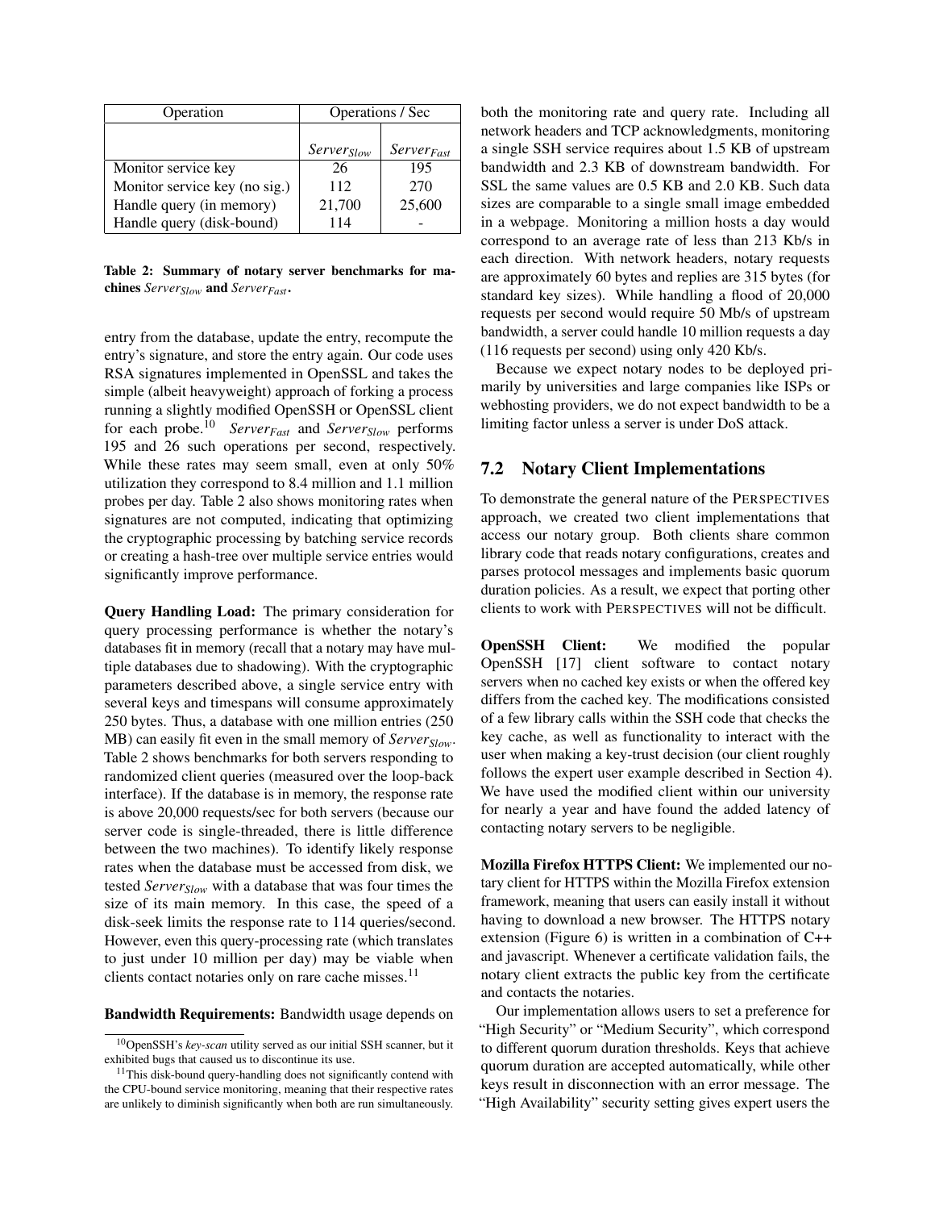| Operation | Operations / Sec | |
|---|---|---|
| | $Server_{Slow}$ | $Server_{Fast}$ |
| Monitor service key | 26 | 195 |
| Monitor service key (no sig.) | 112 | 270 |
| Handle query (in memory) | 21,700 | 25,600 |
| Handle query (disk-bound) | 114 | - |

**Table 2: Summary of notary server benchmarks for machines $Server_{Slow}$ and $Server_{Fast}$.**

entry from the database, update the entry, recompute the entry's signature, and store the entry again. Our code uses RSA signatures implemented in OpenSSL and takes the simple (albeit heavyweight) approach of forking a process running a slightly modified OpenSSH or OpenSSL client for each probe.[10] $Server_{Fast}$ and $Server_{Slow}$ performs 195 and 26 such operations per second, respectively. While these rates may seem small, even at only 50% utilization they correspond to 8.4 million and 1.1 million probes per day. Table 2 also shows monitoring rates when signatures are not computed, indicating that optimizing the cryptographic processing by batching service records or creating a hash-tree over multiple service entries would significantly improve performance.

**Query Handling Load:** The primary consideration for query processing performance is whether the notary's databases fit in memory (recall that a notary may have multiple databases due to shadowing). With the cryptographic parameters described above, a single service entry with several keys and timespans will consume approximately 250 bytes. Thus, a database with one million entries (250 MB) can easily fit even in the small memory of $Server_{Slow}$. Table 2 shows benchmarks for both servers responding to randomized client queries (measured over the loop-back interface). If the database is in memory, the response rate is above 20,000 requests/sec for both servers (because our server code is single-threaded, there is little difference between the two machines). To identify likely response rates when the database must be accessed from disk, we tested $Server_{Slow}$ with a database that was four times the size of its main memory. In this case, the speed of a disk-seek limits the response rate to 114 queries/second. However, even this query-processing rate (which translates to just under 10 million per day) may be viable when clients contact notaries only on rare cache misses.[11]

**Bandwidth Requirements:** Bandwidth usage depends on both the monitoring rate and query rate. Including all network headers and TCP acknowledgments, monitoring a single SSH service requires about 1.5 KB of upstream bandwidth and 2.3 KB of downstream bandwidth. For SSL the same values are 0.5 KB and 2.0 KB. Such data sizes are comparable to a single small image embedded in a webpage. Monitoring a million hosts a day would correspond to an average rate of less than 213 Kb/s in each direction. With network headers, notary requests are approximately 60 bytes and replies are 315 bytes (for standard key sizes). While handling a flood of 20,000 requests per second would require 50 Mb/s of upstream bandwidth, a server could handle 10 million requests a day (116 requests per second) using only 420 Kb/s.

Because we expect notary nodes to be deployed primarily by universities and large companies like ISPs or webhosting providers, we do not expect bandwidth to be a limiting factor unless a server is under DoS attack.

## 7.2 Notary Client Implementations

To demonstrate the general nature of the PERSPECTIVES approach, we created two client implementations that access our notary group. Both clients share common library code that reads notary configurations, creates and parses protocol messages and implements basic quorum duration policies. As a result, we expect that porting other clients to work with PERSPECTIVES will not be difficult.

**OpenSSH Client:** We modified the popular OpenSSH [17] client software to contact notary servers when no cached key exists or when the offered key differs from the cached key. The modifications consisted of a few library calls within the SSH code that checks the key cache, as well as functionality to interact with the user when making a key-trust decision (our client roughly follows the expert user example described in Section 4). We have used the modified client within our university for nearly a year and have found the added latency of contacting notary servers to be negligible.

**Mozilla Firefox HTTPS Client:** We implemented our notary client for HTTPS within the Mozilla Firefox extension framework, meaning that users can easily install it without having to download a new browser. The HTTPS notary extension (Figure 6) is written in a combination of C++ and javascript. Whenever a certificate validation fails, the notary client extracts the public key from the certificate and contacts the notaries.

Our implementation allows users to set a preference for "High Security" or "Medium Security", which correspond to different quorum duration thresholds. Keys that achieve quorum duration are accepted automatically, while other keys result in disconnection with an error message. The "High Availability" security setting gives expert users the

[10] OpenSSH's *key-scan* utility served as our initial SSH scanner, but it exhibited bugs that caused us to discontinue its use.

[11] This disk-bound query-handling does not significantly contend with the CPU-bound service monitoring, meaning that their respective rates are unlikely to diminish significantly when both are run simultaneously.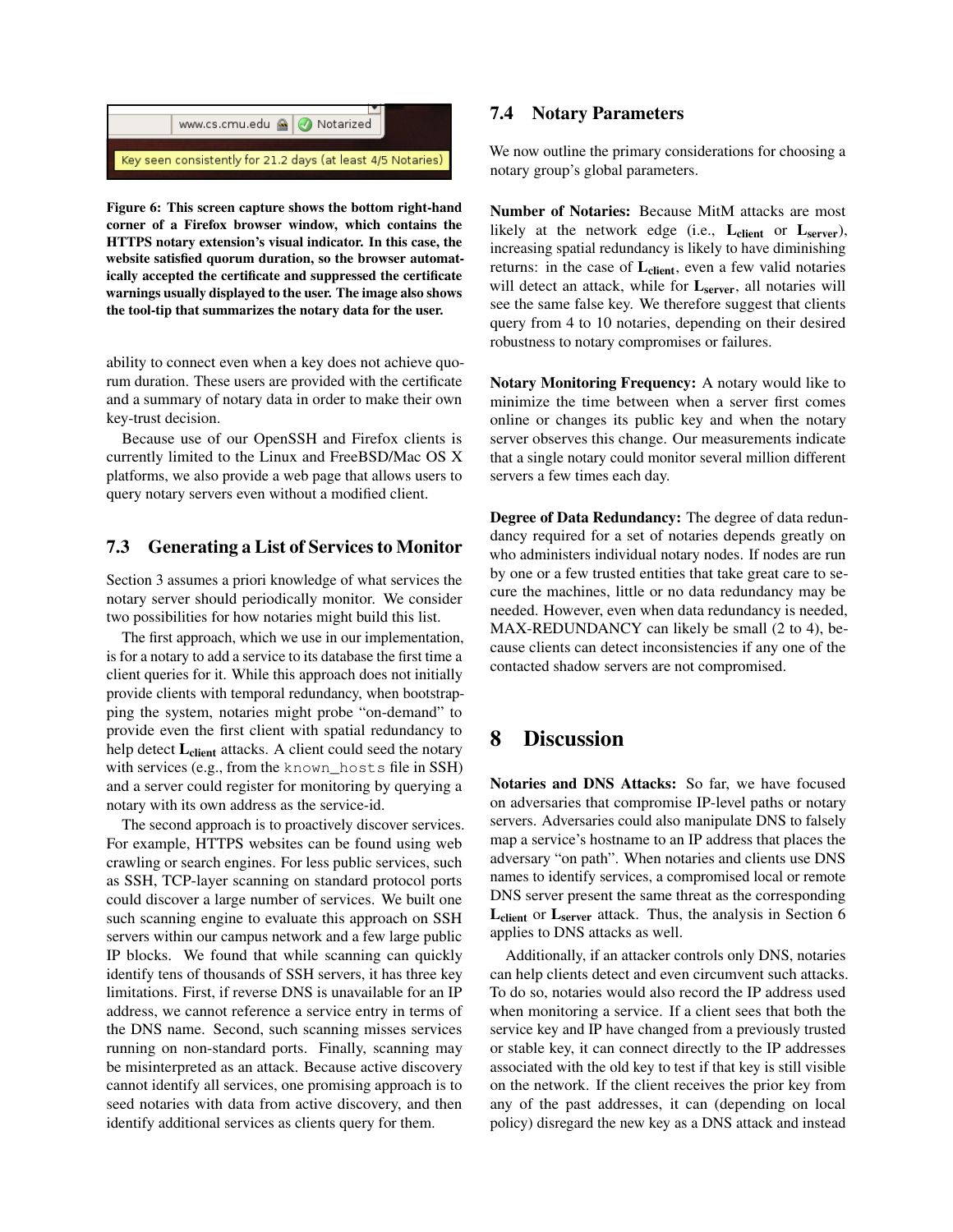www.cs.cmu.edu Notarized

Key seen consistently for 21.2 days (at least 4/5 Notaries)

**Figure 6: This screen capture shows the bottom right-hand corner of a Firefox browser window, which contains the HTTPS notary extension's visual indicator. In this case, the website satisfied quorum duration, so the browser automatically accepted the certificate and suppressed the certificate warnings usually displayed to the user. The image also shows the tool-tip that summarizes the notary data for the user.**

ability to connect even when a key does not achieve quorum duration. These users are provided with the certificate and a summary of notary data in order to make their own key-trust decision.

Because use of our OpenSSH and Firefox clients is currently limited to the Linux and FreeBSD/Mac OS X platforms, we also provide a web page that allows users to query notary servers even without a modified client.

### 7.3 Generating a List of Services to Monitor

Section 3 assumes a priori knowledge of what services the notary server should periodically monitor. We consider two possibilities for how notaries might build this list.

The first approach, which we use in our implementation, is for a notary to add a service to its database the first time a client queries for it. While this approach does not initially provide clients with temporal redundancy, when bootstrapping the system, notaries might probe "on-demand" to provide even the first client with spatial redundancy to help detect $\mathbf{L}_{\mathbf{client}}$ attacks. A client could seed the notary with services (e.g., from the `known_hosts` file in SSH) and a server could register for monitoring by querying a notary with its own address as the service-id.

The second approach is to proactively discover services. For example, HTTPS websites can be found using web crawling or search engines. For less public services, such as SSH, TCP-layer scanning on standard protocol ports could discover a large number of services. We built one such scanning engine to evaluate this approach on SSH servers within our campus network and a few large public IP blocks. We found that while scanning can quickly identify tens of thousands of SSH servers, it has three key limitations. First, if reverse DNS is unavailable for an IP address, we cannot reference a service entry in terms of the DNS name. Second, such scanning misses services running on non-standard ports. Finally, scanning may be misinterpreted as an attack. Because active discovery cannot identify all services, one promising approach is to seed notaries with data from active discovery, and then identify additional services as clients query for them.

### 7.4 Notary Parameters

We now outline the primary considerations for choosing a notary group's global parameters.

**Number of Notaries:** Because MitM attacks are most likely at the network edge (i.e., $\mathbf{L}_{\mathbf{client}}$ or $\mathbf{L}_{\mathbf{server}}$), increasing spatial redundancy is likely to have diminishing returns: in the case of $\mathbf{L}_{\mathbf{client}}$, even a few valid notaries will detect an attack, while for $\mathbf{L}_{\mathbf{server}}$, all notaries will see the same false key. We therefore suggest that clients query from 4 to 10 notaries, depending on their desired robustness to notary compromises or failures.

**Notary Monitoring Frequency:** A notary would like to minimize the time between when a server first comes online or changes its public key and when the notary server observes this change. Our measurements indicate that a single notary could monitor several million different servers a few times each day.

**Degree of Data Redundancy:** The degree of data redundancy required for a set of notaries depends greatly on who administers individual notary nodes. If nodes are run by one or a few trusted entities that take great care to secure the machines, little or no data redundancy may be needed. However, even when data redundancy is needed, MAX-REDUNDANCY can likely be small (2 to 4), because clients can detect inconsistencies if any one of the contacted shadow servers are not compromised.

## 8 Discussion

**Notaries and DNS Attacks:** So far, we have focused on adversaries that compromise IP-level paths or notary servers. Adversaries could also manipulate DNS to falsely map a service's hostname to an IP address that places the adversary "on path". When notaries and clients use DNS names to identify services, a compromised local or remote DNS server present the same threat as the corresponding $\mathbf{L}_{\mathbf{client}}$ or $\mathbf{L}_{\mathbf{server}}$ attack. Thus, the analysis in Section 6 applies to DNS attacks as well.

Additionally, if an attacker controls only DNS, notaries can help clients detect and even circumvent such attacks. To do so, notaries would also record the IP address used when monitoring a service. If a client sees that both the service key and IP have changed from a previously trusted or stable key, it can connect directly to the IP addresses associated with the old key to test if that key is still visible on the network. If the client receives the prior key from any of the past addresses, it can (depending on local policy) disregard the new key as a DNS attack and instead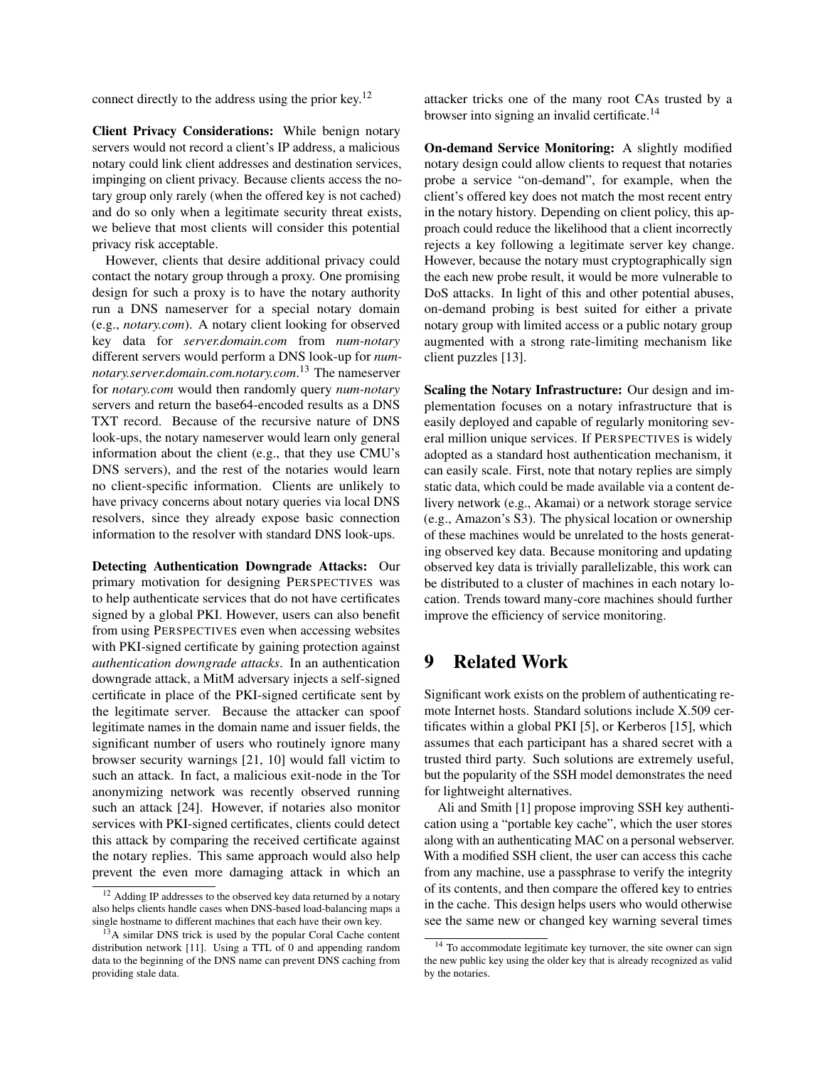connect directly to the address using the prior key.[12]

**Client Privacy Considerations:** While benign notary servers would not record a client's IP address, a malicious notary could link client addresses and destination services, impinging on client privacy. Because clients access the notary group only rarely (when the offered key is not cached) and do so only when a legitimate security threat exists, we believe that most clients will consider this potential privacy risk acceptable.

However, clients that desire additional privacy could contact the notary group through a proxy. One promising design for such a proxy is to have the notary authority run a DNS nameserver for a special notary domain (e.g., *notary.com*). A notary client looking for observed key data for *server.domain.com* from *num-notary* different servers would perform a DNS look-up for *num-notary.server.domain.com.notary.com*.[13] The nameserver for *notary.com* would then randomly query *num-notary* servers and return the base64-encoded results as a DNS TXT record. Because of the recursive nature of DNS look-ups, the notary nameserver would learn only general information about the client (e.g., that they use CMU's DNS servers), and the rest of the notaries would learn no client-specific information. Clients are unlikely to have privacy concerns about notary queries via local DNS resolvers, since they already expose basic connection information to the resolver with standard DNS look-ups.

**Detecting Authentication Downgrade Attacks:** Our primary motivation for designing PERSPECTIVES was to help authenticate services that do not have certificates signed by a global PKI. However, users can also benefit from using PERSPECTIVES even when accessing websites with PKI-signed certificate by gaining protection against *authentication downgrade attacks*. In an authentication downgrade attack, a MitM adversary injects a self-signed certificate in place of the PKI-signed certificate sent by the legitimate server. Because the attacker can spoof legitimate names in the domain name and issuer fields, the significant number of users who routinely ignore many browser security warnings [21, 10] would fall victim to such an attack. In fact, a malicious exit-node in the Tor anonymizing network was recently observed running such an attack [24]. However, if notaries also monitor services with PKI-signed certificates, clients could detect this attack by comparing the received certificate against the notary replies. This same approach would also help prevent the even more damaging attack in which an attacker tricks one of the many root CAs trusted by a browser into signing an invalid certificate.[14]

**On-demand Service Monitoring:** A slightly modified notary design could allow clients to request that notaries probe a service "on-demand", for example, when the client's offered key does not match the most recent entry in the notary history. Depending on client policy, this approach could reduce the likelihood that a client incorrectly rejects a key following a legitimate server key change. However, because the notary must cryptographically sign the each new probe result, it would be more vulnerable to DoS attacks. In light of this and other potential abuses, on-demand probing is best suited for either a private notary group with limited access or a public notary group augmented with a strong rate-limiting mechanism like client puzzles [13].

**Scaling the Notary Infrastructure:** Our design and implementation focuses on a notary infrastructure that is easily deployed and capable of regularly monitoring several million unique services. If PERSPECTIVES is widely adopted as a standard host authentication mechanism, it can easily scale. First, note that notary replies are simply static data, which could be made available via a content delivery network (e.g., Akamai) or a network storage service (e.g., Amazon's S3). The physical location or ownership of these machines would be unrelated to the hosts generating observed key data. Because monitoring and updating observed key data is trivially parallelizable, this work can be distributed to a cluster of machines in each notary location. Trends toward many-core machines should further improve the efficiency of service monitoring.

# 9 Related Work

Significant work exists on the problem of authenticating remote Internet hosts. Standard solutions include X.509 certificates within a global PKI [5], or Kerberos [15], which assumes that each participant has a shared secret with a trusted third party. Such solutions are extremely useful, but the popularity of the SSH model demonstrates the need for lightweight alternatives.

Ali and Smith [1] propose improving SSH key authentication using a "portable key cache", which the user stores along with an authenticating MAC on a personal webserver. With a modified SSH client, the user can access this cache from any machine, use a passphrase to verify the integrity of its contents, and then compare the offered key to entries in the cache. This design helps users who would otherwise see the same new or changed key warning several times

[12] Adding IP addresses to the observed key data returned by a notary also helps clients handle cases when DNS-based load-balancing maps a single hostname to different machines that each have their own key.

[13] A similar DNS trick is used by the popular Coral Cache content distribution network [11]. Using a TTL of 0 and appending random data to the beginning of the DNS name can prevent DNS caching from providing stale data.

[14] To accommodate legitimate key turnover, the site owner can sign the new public key using the older key that is already recognized as valid by the notaries.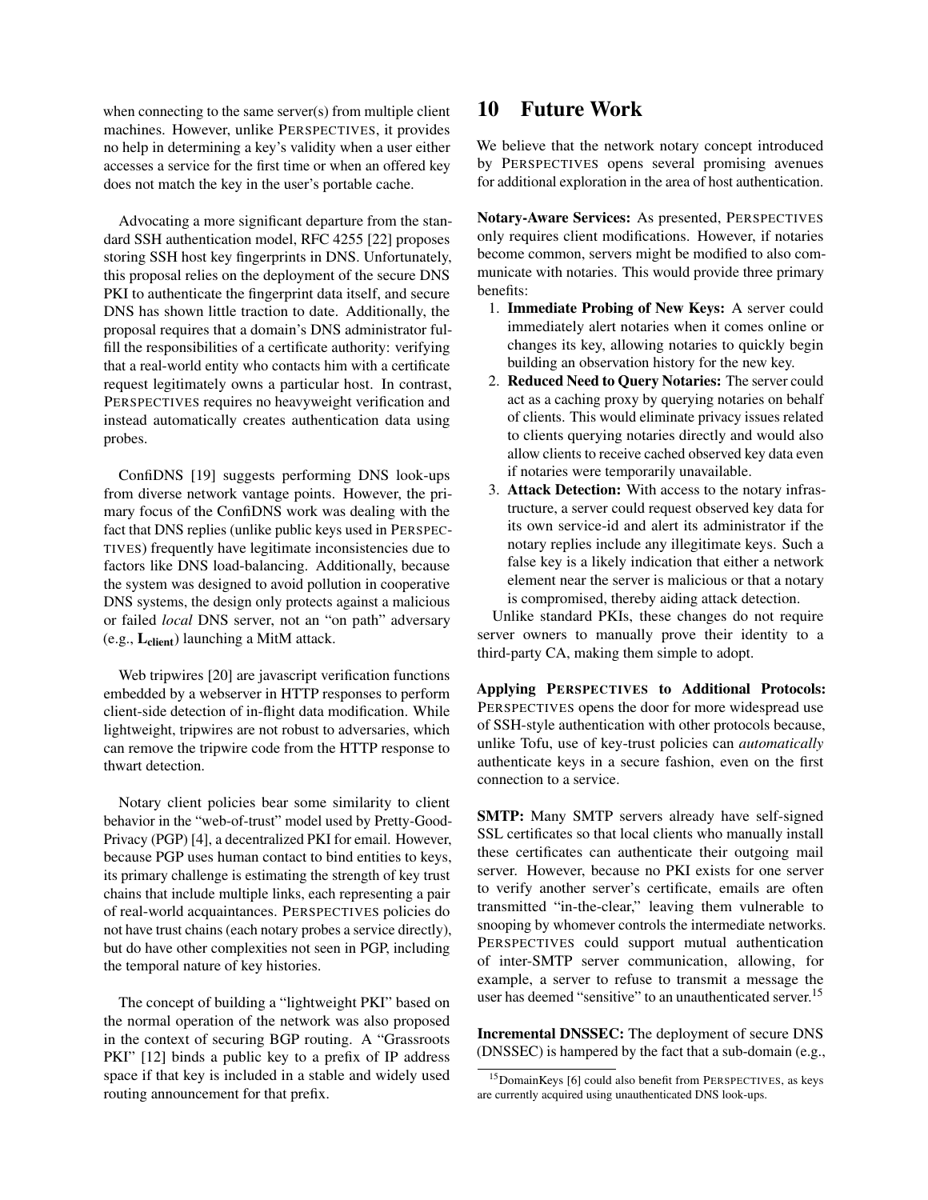when connecting to the same server(s) from multiple client machines. However, unlike PERSPECTIVES, it provides no help in determining a key's validity when a user either accesses a service for the first time or when an offered key does not match the key in the user's portable cache.

Advocating a more significant departure from the standard SSH authentication model, RFC 4255 [22] proposes storing SSH host key fingerprints in DNS. Unfortunately, this proposal relies on the deployment of the secure DNS PKI to authenticate the fingerprint data itself, and secure DNS has shown little traction to date. Additionally, the proposal requires that a domain's DNS administrator fulfill the responsibilities of a certificate authority: verifying that a real-world entity who contacts him with a certificate request legitimately owns a particular host. In contrast, PERSPECTIVES requires no heavyweight verification and instead automatically creates authentication data using probes.

ConfiDNS [19] suggests performing DNS look-ups from diverse network vantage points. However, the primary focus of the ConfiDNS work was dealing with the fact that DNS replies (unlike public keys used in PERSPECTIVES) frequently have legitimate inconsistencies due to factors like DNS load-balancing. Additionally, because the system was designed to avoid pollution in cooperative DNS systems, the design only protects against a malicious or failed *local* DNS server, not an "on path" adversary (e.g., $\mathbf{L_{client}}$) launching a MitM attack.

Web tripwires [20] are javascript verification functions embedded by a webserver in HTTP responses to perform client-side detection of in-flight data modification. While lightweight, tripwires are not robust to adversaries, which can remove the tripwire code from the HTTP response to thwart detection.

Notary client policies bear some similarity to client behavior in the "web-of-trust" model used by Pretty-Good-Privacy (PGP) [4], a decentralized PKI for email. However, because PGP uses human contact to bind entities to keys, its primary challenge is estimating the strength of key trust chains that include multiple links, each representing a pair of real-world acquaintances. PERSPECTIVES policies do not have trust chains (each notary probes a service directly), but do have other complexities not seen in PGP, including the temporal nature of key histories.

The concept of building a "lightweight PKI" based on the normal operation of the network was also proposed in the context of securing BGP routing. A "Grassroots PKI" [12] binds a public key to a prefix of IP address space if that key is included in a stable and widely used routing announcement for that prefix.

# 10 Future Work

We believe that the network notary concept introduced by PERSPECTIVES opens several promising avenues for additional exploration in the area of host authentication.

**Notary-Aware Services:** As presented, PERSPECTIVES only requires client modifications. However, if notaries become common, servers might be modified to also communicate with notaries. This would provide three primary benefits:

1. **Immediate Probing of New Keys:** A server could immediately alert notaries when it comes online or changes its key, allowing notaries to quickly begin building an observation history for the new key.
2. **Reduced Need to Query Notaries:** The server could act as a caching proxy by querying notaries on behalf of clients. This would eliminate privacy issues related to clients querying notaries directly and would also allow clients to receive cached observed key data even if notaries were temporarily unavailable.
3. **Attack Detection:** With access to the notary infrastructure, a server could request observed key data for its own service-id and alert its administrator if the notary replies include any illegitimate keys. Such a false key is a likely indication that either a network element near the server is malicious or that a notary is compromised, thereby aiding attack detection.

Unlike standard PKIs, these changes do not require server owners to manually prove their identity to a third-party CA, making them simple to adopt.

**Applying PERSPECTIVES to Additional Protocols:** PERSPECTIVES opens the door for more widespread use of SSH-style authentication with other protocols because, unlike Tofu, use of key-trust policies can *automatically* authenticate keys in a secure fashion, even on the first connection to a service.

**SMTP:** Many SMTP servers already have self-signed SSL certificates so that local clients who manually install these certificates can authenticate their outgoing mail server. However, because no PKI exists for one server to verify another server's certificate, emails are often transmitted "in-the-clear," leaving them vulnerable to snooping by whomever controls the intermediate networks. PERSPECTIVES could support mutual authentication of inter-SMTP server communication, allowing, for example, a server to refuse to transmit a message the user has deemed "sensitive" to an unauthenticated server.[15]

**Incremental DNSSEC:** The deployment of secure DNS (DNSSEC) is hampered by the fact that a sub-domain (e.g.,

[15] DomainKeys [6] could also benefit from PERSPECTIVES, as keys are currently acquired using unauthenticated DNS look-ups.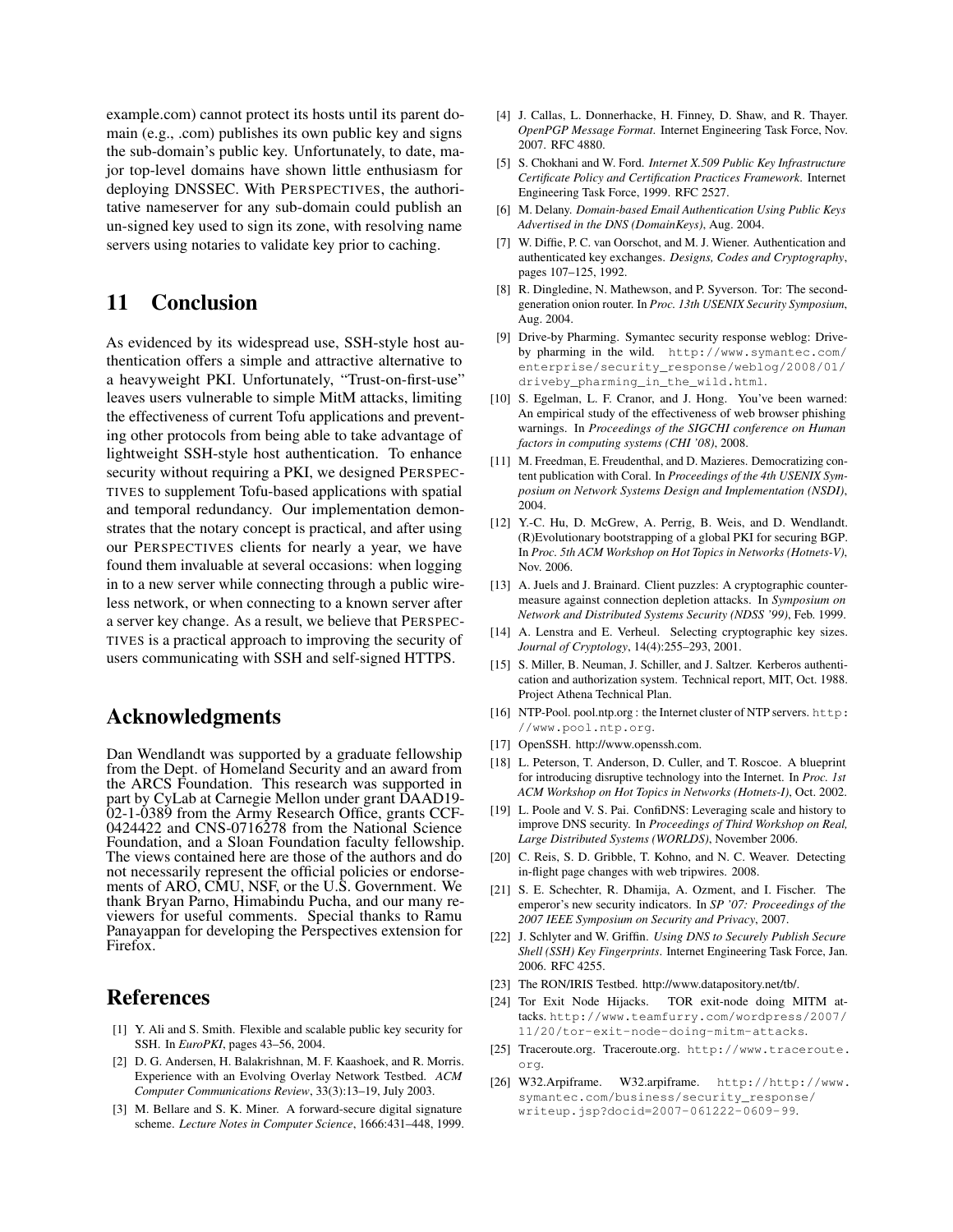example.com) cannot protect its hosts until its parent domain (e.g., .com) publishes its own public key and signs the sub-domain's public key. Unfortunately, to date, major top-level domains have shown little enthusiasm for deploying DNSSEC. With PERSPECTIVES, the authoritative nameserver for any sub-domain could publish an un-signed key used to sign its zone, with resolving name servers using notaries to validate key prior to caching.

## 11 Conclusion

As evidenced by its widespread use, SSH-style host authentication offers a simple and attractive alternative to a heavyweight PKI. Unfortunately, "Trust-on-first-use" leaves users vulnerable to simple MitM attacks, limiting the effectiveness of current Tofu applications and preventing other protocols from being able to take advantage of lightweight SSH-style host authentication. To enhance security without requiring a PKI, we designed PERSPECTIVES to supplement Tofu-based applications with spatial and temporal redundancy. Our implementation demonstrates that the notary concept is practical, and after using our PERSPECTIVES clients for nearly a year, we have found them invaluable at several occasions: when logging in to a new server while connecting through a public wireless network, or when connecting to a known server after a server key change. As a result, we believe that PERSPECTIVES is a practical approach to improving the security of users communicating with SSH and self-signed HTTPS.

## Acknowledgments

Dan Wendlandt was supported by a graduate fellowship from the Dept. of Homeland Security and an award from the ARCS Foundation. This research was supported in part by CyLab at Carnegie Mellon under grant DAAD19-02-1-0389 from the Army Research Office, grants CCF-0424422 and CNS-0716278 from the National Science Foundation, and a Sloan Foundation faculty fellowship. The views contained here are those of the authors and do not necessarily represent the official policies or endorsements of ARO, CMU, NSF, or the U.S. Government. We thank Bryan Parno, Himabindu Pucha, and our many reviewers for useful comments. Special thanks to Ramu Panayappan for developing the Perspectives extension for Firefox.

## References

[1] Y. Ali and S. Smith. Flexible and scalable public key security for SSH. In *EuroPKI*, pages 43–56, 2004.

[2] D. G. Andersen, H. Balakrishnan, M. F. Kaashoek, and R. Morris. Experience with an Evolving Overlay Network Testbed. *ACM Computer Communications Review*, 33(3):13–19, July 2003.

[3] M. Bellare and S. K. Miner. A forward-secure digital signature scheme. *Lecture Notes in Computer Science*, 1666:431–448, 1999.

[4] J. Callas, L. Donnerhacke, H. Finney, D. Shaw, and R. Thayer. *OpenPGP Message Format*. Internet Engineering Task Force, Nov. 2007. RFC 4880.

[5] S. Chokhani and W. Ford. *Internet X.509 Public Key Infrastructure Certificate Policy and Certification Practices Framework*. Internet Engineering Task Force, 1999. RFC 2527.

[6] M. Delany. *Domain-based Email Authentication Using Public Keys Advertised in the DNS (DomainKeys)*, Aug. 2004.

[7] W. Diffie, P. C. van Oorschot, and M. J. Wiener. Authentication and authenticated key exchanges. *Designs, Codes and Cryptography*, pages 107–125, 1992.

[8] R. Dingledine, N. Mathewson, and P. Syverson. Tor: The second-generation onion router. In *Proc. 13th USENIX Security Symposium*, Aug. 2004.

[9] Drive-by Pharming. Symantec security response weblog: Drive-by pharming in the wild. http://www.symantec.com/enterprise/security_response/weblog/2008/01/driveby_pharming_in_the_wild.html.

[10] S. Egelman, L. F. Cranor, and J. Hong. You've been warned: An empirical study of the effectiveness of web browser phishing warnings. In *Proceedings of the SIGCHI conference on Human factors in computing systems (CHI '08)*, 2008.

[11] M. Freedman, E. Freudenthal, and D. Mazieres. Democratizing content publication with Coral. In *Proceedings of the 4th USENIX Symposium on Network Systems Design and Implementation (NSDI)*, 2004.

[12] Y.-C. Hu, D. McGrew, A. Perrig, B. Weis, and D. Wendlandt. (R)Evolutionary bootstrapping of a global PKI for securing BGP. In *Proc. 5th ACM Workshop on Hot Topics in Networks (Hotnets-V)*, Nov. 2006.

[13] A. Juels and J. Brainard. Client puzzles: A cryptographic countermeasure against connection depletion attacks. In *Symposium on Network and Distributed Systems Security (NDSS '99)*, Feb. 1999.

[14] A. Lenstra and E. Verheul. Selecting cryptographic key sizes. *Journal of Cryptology*, 14(4):255–293, 2001.

[15] S. Miller, B. Neuman, J. Schiller, and J. Saltzer. Kerberos authentication and authorization system. Technical report, MIT, Oct. 1988. Project Athena Technical Plan.

[16] NTP-Pool. pool.ntp.org : the Internet cluster of NTP servers. http://www.pool.ntp.org.

[17] OpenSSH. http://www.openssh.com.

[18] L. Peterson, T. Anderson, D. Culler, and T. Roscoe. A blueprint for introducing disruptive technology into the Internet. In *Proc. 1st ACM Workshop on Hot Topics in Networks (Hotnets-I)*, Oct. 2002.

[19] L. Poole and V. S. Pai. ConfiDNS: Leveraging scale and history to improve DNS security. In *Proceedings of Third Workshop on Real, Large Distributed Systems (WORLDS)*, November 2006.

[20] C. Reis, S. D. Gribble, T. Kohno, and N. C. Weaver. Detecting in-flight page changes with web tripwires. 2008.

[21] S. E. Schechter, R. Dhamija, A. Ozment, and I. Fischer. The emperor's new security indicators. In *SP '07: Proceedings of the 2007 IEEE Symposium on Security and Privacy*, 2007.

[22] J. Schlyter and W. Griffin. *Using DNS to Securely Publish Secure Shell (SSH) Key Fingerprints*. Internet Engineering Task Force, Jan. 2006. RFC 4255.

[23] The RON/IRIS Testbed. http://www.datapository.net/tb/.

[24] Tor Exit Node Hijacks. TOR exit-node doing MITM attacks. http://www.teamfurry.com/wordpress/2007/11/20/tor-exit-node-doing-mitm-attacks.

[25] Traceroute.org. Traceroute.org. http://www.traceroute.org.

[26] W32.Arpiframe. W32.arpiframe. http://http://www.symantec.com/business/security_response/writeup.jsp?docid=2007-061222-0609-99.